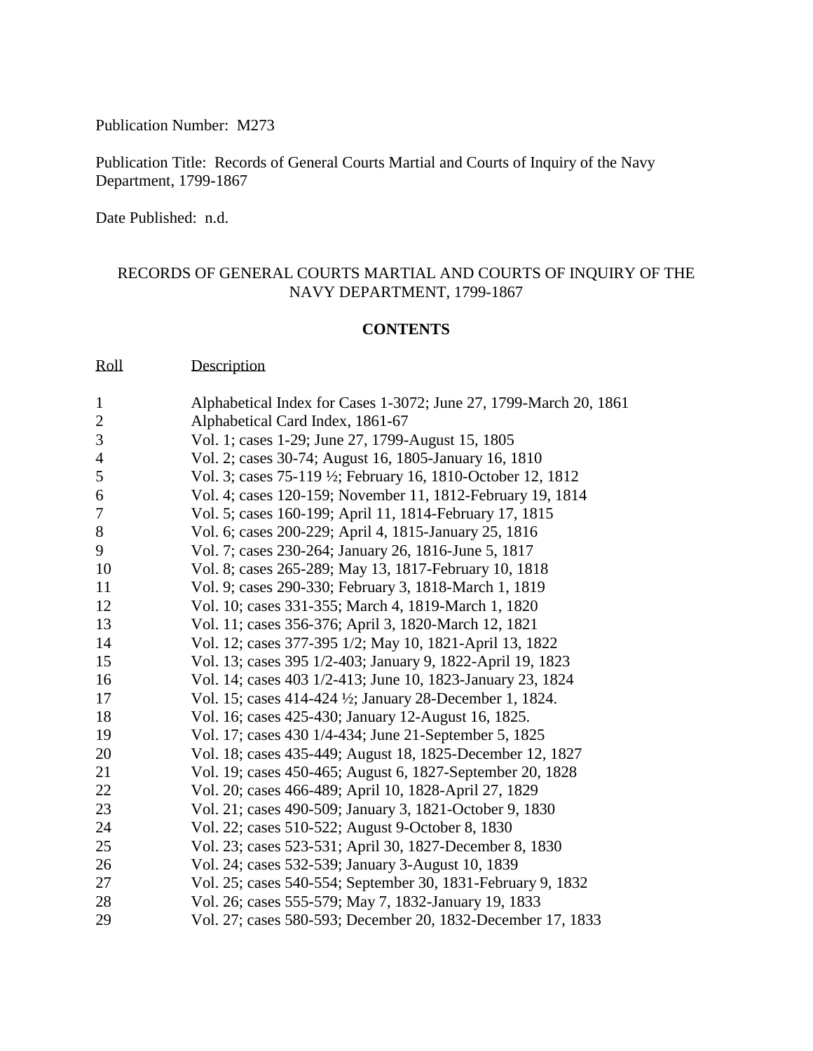Publication Number: M273

Publication Title: Records of General Courts Martial and Courts of Inquiry of the Navy Department, 1799-1867

Date Published: n.d.

# RECORDS OF GENERAL COURTS MARTIAL AND COURTS OF INQUIRY OF THE NAVY DEPARTMENT, 1799-1867

## CONTENTS

| Roll | Description |
|---|---|
| 1 | Alphabetical Index for Cases 1-3072; June 27, 1799-March 20, 1861 |
| 2 | Alphabetical Card Index, 1861-67 |
| 3 | Vol. 1; cases 1-29; June 27, 1799-August 15, 1805 |
| 4 | Vol. 2; cases 30-74; August 16, 1805-January 16, 1810 |
| 5 | Vol. 3; cases 75-119 ½; February 16, 1810-October 12, 1812 |
| 6 | Vol. 4; cases 120-159; November 11, 1812-February 19, 1814 |
| 7 | Vol. 5; cases 160-199; April 11, 1814-February 17, 1815 |
| 8 | Vol. 6; cases 200-229; April 4, 1815-January 25, 1816 |
| 9 | Vol. 7; cases 230-264; January 26, 1816-June 5, 1817 |
| 10 | Vol. 8; cases 265-289; May 13, 1817-February 10, 1818 |
| 11 | Vol. 9; cases 290-330; February 3, 1818-March 1, 1819 |
| 12 | Vol. 10; cases 331-355; March 4, 1819-March 1, 1820 |
| 13 | Vol. 11; cases 356-376; April 3, 1820-March 12, 1821 |
| 14 | Vol. 12; cases 377-395 1/2; May 10, 1821-April 13, 1822 |
| 15 | Vol. 13; cases 395 1/2-403; January 9, 1822-April 19, 1823 |
| 16 | Vol. 14; cases 403 1/2-413; June 10, 1823-January 23, 1824 |
| 17 | Vol. 15; cases 414-424 ½; January 28-December 1, 1824. |
| 18 | Vol. 16; cases 425-430; January 12-August 16, 1825. |
| 19 | Vol. 17; cases 430 1/4-434; June 21-September 5, 1825 |
| 20 | Vol. 18; cases 435-449; August 18, 1825-December 12, 1827 |
| 21 | Vol. 19; cases 450-465; August 6, 1827-September 20, 1828 |
| 22 | Vol. 20; cases 466-489; April 10, 1828-April 27, 1829 |
| 23 | Vol. 21; cases 490-509; January 3, 1821-October 9, 1830 |
| 24 | Vol. 22; cases 510-522; August 9-October 8, 1830 |
| 25 | Vol. 23; cases 523-531; April 30, 1827-December 8, 1830 |
| 26 | Vol. 24; cases 532-539; January 3-August 10, 1839 |
| 27 | Vol. 25; cases 540-554; September 30, 1831-February 9, 1832 |
| 28 | Vol. 26; cases 555-579; May 7, 1832-January 19, 1833 |
| 29 | Vol. 27; cases 580-593; December 20, 1832-December 17, 1833 |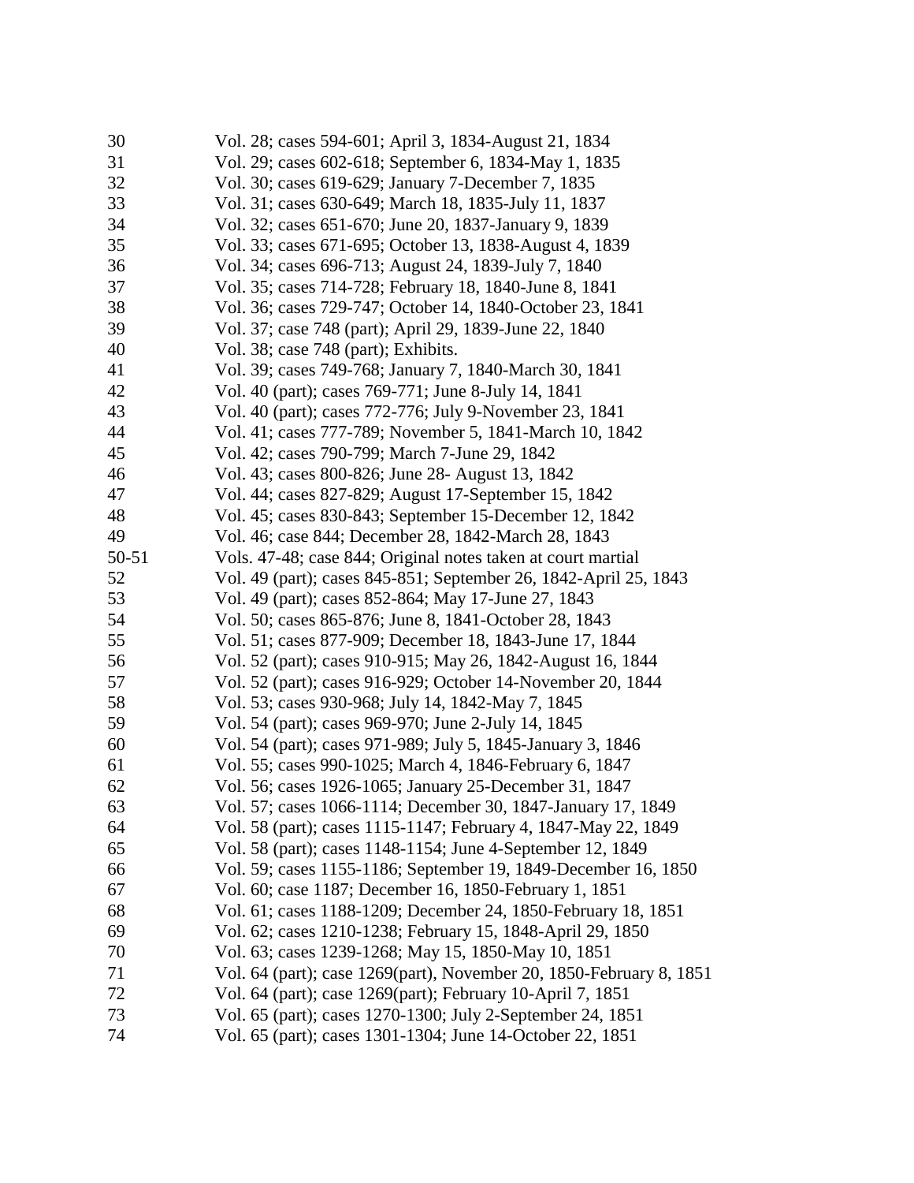| | |
|---|---|
| 30 | Vol. 28; cases 594-601; April 3, 1834-August 21, 1834 |
| 31 | Vol. 29; cases 602-618; September 6, 1834-May 1, 1835 |
| 32 | Vol. 30; cases 619-629; January 7-December 7, 1835 |
| 33 | Vol. 31; cases 630-649; March 18, 1835-July 11, 1837 |
| 34 | Vol. 32; cases 651-670; June 20, 1837-January 9, 1839 |
| 35 | Vol. 33; cases 671-695; October 13, 1838-August 4, 1839 |
| 36 | Vol. 34; cases 696-713; August 24, 1839-July 7, 1840 |
| 37 | Vol. 35; cases 714-728; February 18, 1840-June 8, 1841 |
| 38 | Vol. 36; cases 729-747; October 14, 1840-October 23, 1841 |
| 39 | Vol. 37; case 748 (part); April 29, 1839-June 22, 1840 |
| 40 | Vol. 38; case 748 (part); Exhibits. |
| 41 | Vol. 39; cases 749-768; January 7, 1840-March 30, 1841 |
| 42 | Vol. 40 (part); cases 769-771; June 8-July 14, 1841 |
| 43 | Vol. 40 (part); cases 772-776; July 9-November 23, 1841 |
| 44 | Vol. 41; cases 777-789; November 5, 1841-March 10, 1842 |
| 45 | Vol. 42; cases 790-799; March 7-June 29, 1842 |
| 46 | Vol. 43; cases 800-826; June 28- August 13, 1842 |
| 47 | Vol. 44; cases 827-829; August 17-September 15, 1842 |
| 48 | Vol. 45; cases 830-843; September 15-December 12, 1842 |
| 49 | Vol. 46; case 844; December 28, 1842-March 28, 1843 |
| 50-51 | Vols. 47-48; case 844; Original notes taken at court martial |
| 52 | Vol. 49 (part); cases 845-851; September 26, 1842-April 25, 1843 |
| 53 | Vol. 49 (part); cases 852-864; May 17-June 27, 1843 |
| 54 | Vol. 50; cases 865-876; June 8, 1841-October 28, 1843 |
| 55 | Vol. 51; cases 877-909; December 18, 1843-June 17, 1844 |
| 56 | Vol. 52 (part); cases 910-915; May 26, 1842-August 16, 1844 |
| 57 | Vol. 52 (part); cases 916-929; October 14-November 20, 1844 |
| 58 | Vol. 53; cases 930-968; July 14, 1842-May 7, 1845 |
| 59 | Vol. 54 (part); cases 969-970; June 2-July 14, 1845 |
| 60 | Vol. 54 (part); cases 971-989; July 5, 1845-January 3, 1846 |
| 61 | Vol. 55; cases 990-1025; March 4, 1846-February 6, 1847 |
| 62 | Vol. 56; cases 1926-1065; January 25-December 31, 1847 |
| 63 | Vol. 57; cases 1066-1114; December 30, 1847-January 17, 1849 |
| 64 | Vol. 58 (part); cases 1115-1147; February 4, 1847-May 22, 1849 |
| 65 | Vol. 58 (part); cases 1148-1154; June 4-September 12, 1849 |
| 66 | Vol. 59; cases 1155-1186; September 19, 1849-December 16, 1850 |
| 67 | Vol. 60; case 1187; December 16, 1850-February 1, 1851 |
| 68 | Vol. 61; cases 1188-1209; December 24, 1850-February 18, 1851 |
| 69 | Vol. 62; cases 1210-1238; February 15, 1848-April 29, 1850 |
| 70 | Vol. 63; cases 1239-1268; May 15, 1850-May 10, 1851 |
| 71 | Vol. 64 (part); case 1269(part), November 20, 1850-February 8, 1851 |
| 72 | Vol. 64 (part); case 1269(part); February 10-April 7, 1851 |
| 73 | Vol. 65 (part); cases 1270-1300; July 2-September 24, 1851 |
| 74 | Vol. 65 (part); cases 1301-1304; June 14-October 22, 1851 |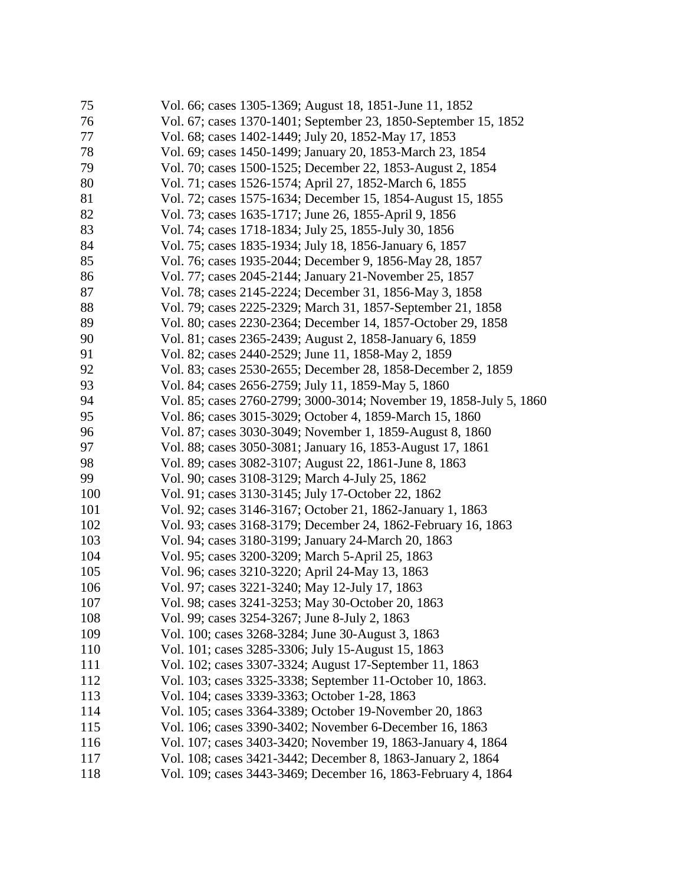| | |
|---|---|
| 75 | Vol. 66; cases 1305-1369; August 18, 1851-June 11, 1852 |
| 76 | Vol. 67; cases 1370-1401; September 23, 1850-September 15, 1852 |
| 77 | Vol. 68; cases 1402-1449; July 20, 1852-May 17, 1853 |
| 78 | Vol. 69; cases 1450-1499; January 20, 1853-March 23, 1854 |
| 79 | Vol. 70; cases 1500-1525; December 22, 1853-August 2, 1854 |
| 80 | Vol. 71; cases 1526-1574; April 27, 1852-March 6, 1855 |
| 81 | Vol. 72; cases 1575-1634; December 15, 1854-August 15, 1855 |
| 82 | Vol. 73; cases 1635-1717; June 26, 1855-April 9, 1856 |
| 83 | Vol. 74; cases 1718-1834; July 25, 1855-July 30, 1856 |
| 84 | Vol. 75; cases 1835-1934; July 18, 1856-January 6, 1857 |
| 85 | Vol. 76; cases 1935-2044; December 9, 1856-May 28, 1857 |
| 86 | Vol. 77; cases 2045-2144; January 21-November 25, 1857 |
| 87 | Vol. 78; cases 2145-2224; December 31, 1856-May 3, 1858 |
| 88 | Vol. 79; cases 2225-2329; March 31, 1857-September 21, 1858 |
| 89 | Vol. 80; cases 2230-2364; December 14, 1857-October 29, 1858 |
| 90 | Vol. 81; cases 2365-2439; August 2, 1858-January 6, 1859 |
| 91 | Vol. 82; cases 2440-2529; June 11, 1858-May 2, 1859 |
| 92 | Vol. 83; cases 2530-2655; December 28, 1858-December 2, 1859 |
| 93 | Vol. 84; cases 2656-2759; July 11, 1859-May 5, 1860 |
| 94 | Vol. 85; cases 2760-2799; 3000-3014; November 19, 1858-July 5, 1860 |
| 95 | Vol. 86; cases 3015-3029; October 4, 1859-March 15, 1860 |
| 96 | Vol. 87; cases 3030-3049; November 1, 1859-August 8, 1860 |
| 97 | Vol. 88; cases 3050-3081; January 16, 1853-August 17, 1861 |
| 98 | Vol. 89; cases 3082-3107; August 22, 1861-June 8, 1863 |
| 99 | Vol. 90; cases 3108-3129; March 4-July 25, 1862 |
| 100 | Vol. 91; cases 3130-3145; July 17-October 22, 1862 |
| 101 | Vol. 92; cases 3146-3167; October 21, 1862-January 1, 1863 |
| 102 | Vol. 93; cases 3168-3179; December 24, 1862-February 16, 1863 |
| 103 | Vol. 94; cases 3180-3199; January 24-March 20, 1863 |
| 104 | Vol. 95; cases 3200-3209; March 5-April 25, 1863 |
| 105 | Vol. 96; cases 3210-3220; April 24-May 13, 1863 |
| 106 | Vol. 97; cases 3221-3240; May 12-July 17, 1863 |
| 107 | Vol. 98; cases 3241-3253; May 30-October 20, 1863 |
| 108 | Vol. 99; cases 3254-3267; June 8-July 2, 1863 |
| 109 | Vol. 100; cases 3268-3284; June 30-August 3, 1863 |
| 110 | Vol. 101; cases 3285-3306; July 15-August 15, 1863 |
| 111 | Vol. 102; cases 3307-3324; August 17-September 11, 1863 |
| 112 | Vol. 103; cases 3325-3338; September 11-October 10, 1863. |
| 113 | Vol. 104; cases 3339-3363; October 1-28, 1863 |
| 114 | Vol. 105; cases 3364-3389; October 19-November 20, 1863 |
| 115 | Vol. 106; cases 3390-3402; November 6-December 16, 1863 |
| 116 | Vol. 107; cases 3403-3420; November 19, 1863-January 4, 1864 |
| 117 | Vol. 108; cases 3421-3442; December 8, 1863-January 2, 1864 |
| 118 | Vol. 109; cases 3443-3469; December 16, 1863-February 4, 1864 |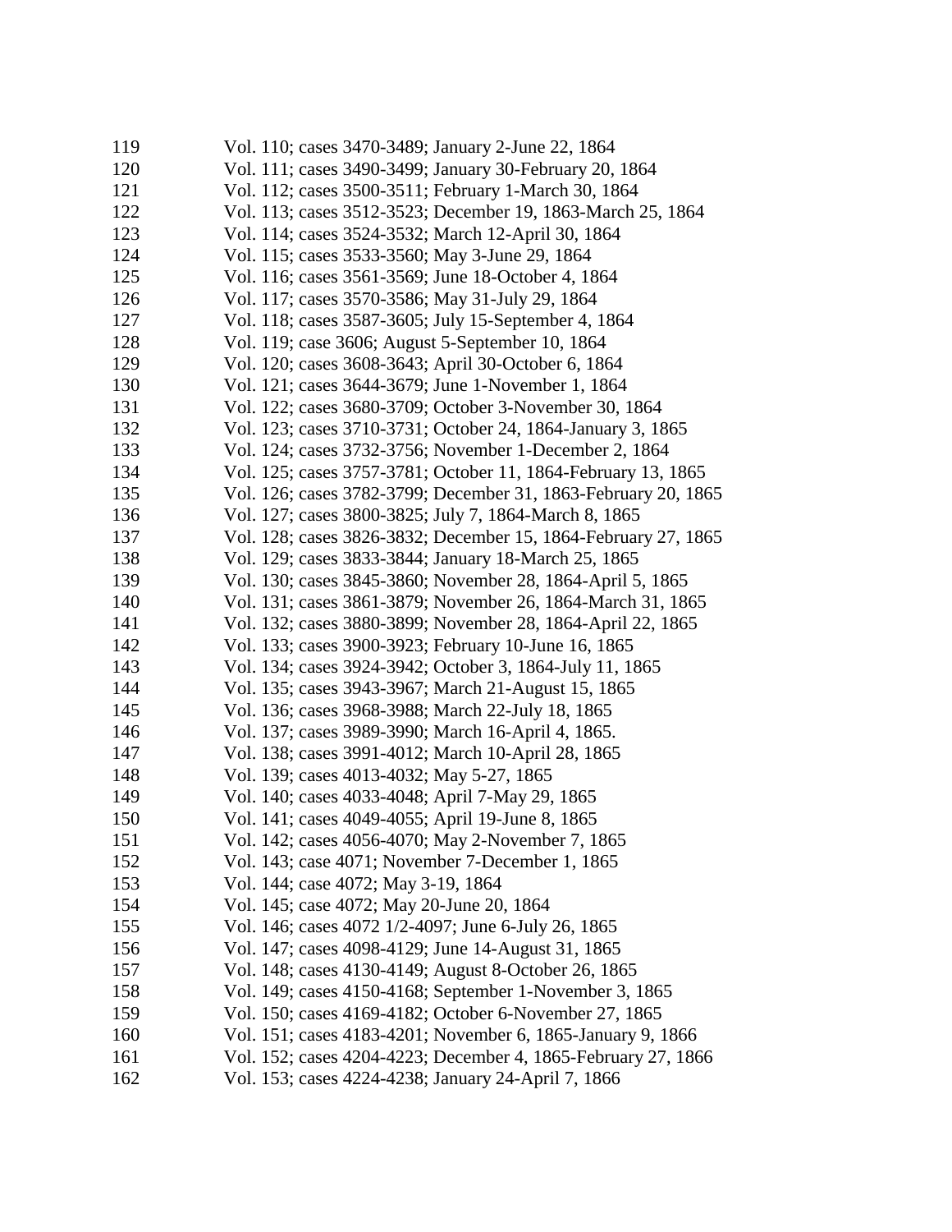| | |
|---|---|
| 119 | Vol. 110; cases 3470-3489; January 2-June 22, 1864 |
| 120 | Vol. 111; cases 3490-3499; January 30-February 20, 1864 |
| 121 | Vol. 112; cases 3500-3511; February 1-March 30, 1864 |
| 122 | Vol. 113; cases 3512-3523; December 19, 1863-March 25, 1864 |
| 123 | Vol. 114; cases 3524-3532; March 12-April 30, 1864 |
| 124 | Vol. 115; cases 3533-3560; May 3-June 29, 1864 |
| 125 | Vol. 116; cases 3561-3569; June 18-October 4, 1864 |
| 126 | Vol. 117; cases 3570-3586; May 31-July 29, 1864 |
| 127 | Vol. 118; cases 3587-3605; July 15-September 4, 1864 |
| 128 | Vol. 119; case 3606; August 5-September 10, 1864 |
| 129 | Vol. 120; cases 3608-3643; April 30-October 6, 1864 |
| 130 | Vol. 121; cases 3644-3679; June 1-November 1, 1864 |
| 131 | Vol. 122; cases 3680-3709; October 3-November 30, 1864 |
| 132 | Vol. 123; cases 3710-3731; October 24, 1864-January 3, 1865 |
| 133 | Vol. 124; cases 3732-3756; November 1-December 2, 1864 |
| 134 | Vol. 125; cases 3757-3781; October 11, 1864-February 13, 1865 |
| 135 | Vol. 126; cases 3782-3799; December 31, 1863-February 20, 1865 |
| 136 | Vol. 127; cases 3800-3825; July 7, 1864-March 8, 1865 |
| 137 | Vol. 128; cases 3826-3832; December 15, 1864-February 27, 1865 |
| 138 | Vol. 129; cases 3833-3844; January 18-March 25, 1865 |
| 139 | Vol. 130; cases 3845-3860; November 28, 1864-April 5, 1865 |
| 140 | Vol. 131; cases 3861-3879; November 26, 1864-March 31, 1865 |
| 141 | Vol. 132; cases 3880-3899; November 28, 1864-April 22, 1865 |
| 142 | Vol. 133; cases 3900-3923; February 10-June 16, 1865 |
| 143 | Vol. 134; cases 3924-3942; October 3, 1864-July 11, 1865 |
| 144 | Vol. 135; cases 3943-3967; March 21-August 15, 1865 |
| 145 | Vol. 136; cases 3968-3988; March 22-July 18, 1865 |
| 146 | Vol. 137; cases 3989-3990; March 16-April 4, 1865. |
| 147 | Vol. 138; cases 3991-4012; March 10-April 28, 1865 |
| 148 | Vol. 139; cases 4013-4032; May 5-27, 1865 |
| 149 | Vol. 140; cases 4033-4048; April 7-May 29, 1865 |
| 150 | Vol. 141; cases 4049-4055; April 19-June 8, 1865 |
| 151 | Vol. 142; cases 4056-4070; May 2-November 7, 1865 |
| 152 | Vol. 143; case 4071; November 7-December 1, 1865 |
| 153 | Vol. 144; case 4072; May 3-19, 1864 |
| 154 | Vol. 145; case 4072; May 20-June 20, 1864 |
| 155 | Vol. 146; cases 4072 1/2-4097; June 6-July 26, 1865 |
| 156 | Vol. 147; cases 4098-4129; June 14-August 31, 1865 |
| 157 | Vol. 148; cases 4130-4149; August 8-October 26, 1865 |
| 158 | Vol. 149; cases 4150-4168; September 1-November 3, 1865 |
| 159 | Vol. 150; cases 4169-4182; October 6-November 27, 1865 |
| 160 | Vol. 151; cases 4183-4201; November 6, 1865-January 9, 1866 |
| 161 | Vol. 152; cases 4204-4223; December 4, 1865-February 27, 1866 |
| 162 | Vol. 153; cases 4224-4238; January 24-April 7, 1866 |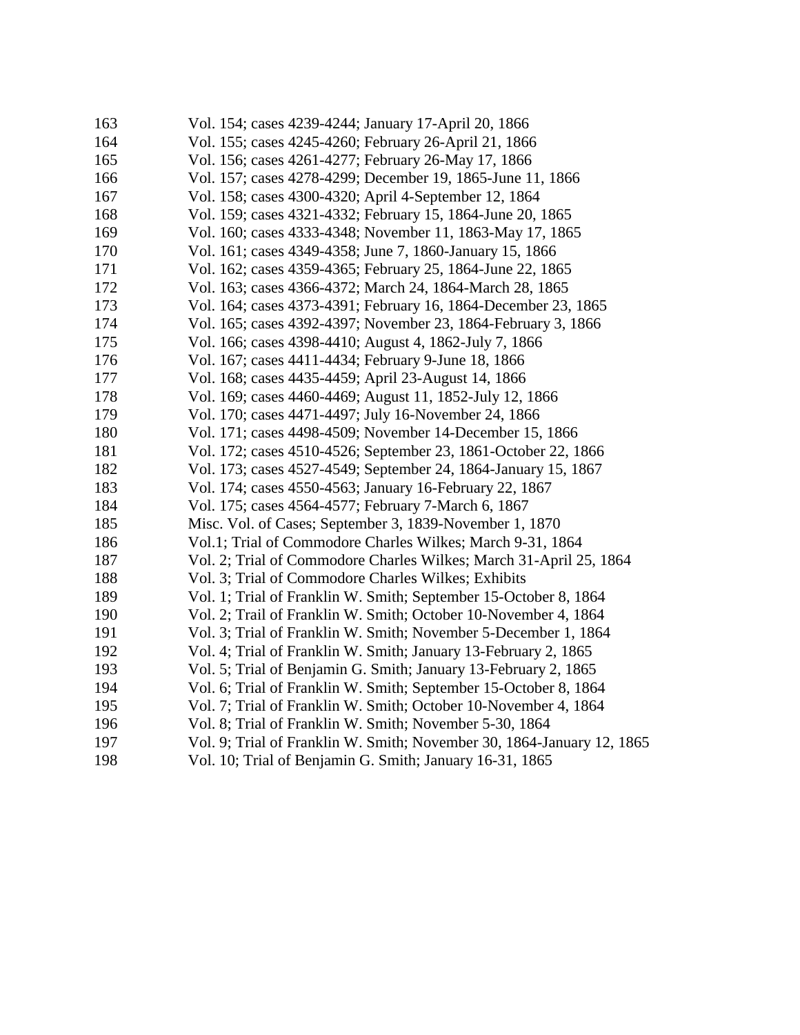| | |
|---|---|
| 163 | Vol. 154; cases 4239-4244; January 17-April 20, 1866 |
| 164 | Vol. 155; cases 4245-4260; February 26-April 21, 1866 |
| 165 | Vol. 156; cases 4261-4277; February 26-May 17, 1866 |
| 166 | Vol. 157; cases 4278-4299; December 19, 1865-June 11, 1866 |
| 167 | Vol. 158; cases 4300-4320; April 4-September 12, 1864 |
| 168 | Vol. 159; cases 4321-4332; February 15, 1864-June 20, 1865 |
| 169 | Vol. 160; cases 4333-4348; November 11, 1863-May 17, 1865 |
| 170 | Vol. 161; cases 4349-4358; June 7, 1860-January 15, 1866 |
| 171 | Vol. 162; cases 4359-4365; February 25, 1864-June 22, 1865 |
| 172 | Vol. 163; cases 4366-4372; March 24, 1864-March 28, 1865 |
| 173 | Vol. 164; cases 4373-4391; February 16, 1864-December 23, 1865 |
| 174 | Vol. 165; cases 4392-4397; November 23, 1864-February 3, 1866 |
| 175 | Vol. 166; cases 4398-4410; August 4, 1862-July 7, 1866 |
| 176 | Vol. 167; cases 4411-4434; February 9-June 18, 1866 |
| 177 | Vol. 168; cases 4435-4459; April 23-August 14, 1866 |
| 178 | Vol. 169; cases 4460-4469; August 11, 1852-July 12, 1866 |
| 179 | Vol. 170; cases 4471-4497; July 16-November 24, 1866 |
| 180 | Vol. 171; cases 4498-4509; November 14-December 15, 1866 |
| 181 | Vol. 172; cases 4510-4526; September 23, 1861-October 22, 1866 |
| 182 | Vol. 173; cases 4527-4549; September 24, 1864-January 15, 1867 |
| 183 | Vol. 174; cases 4550-4563; January 16-February 22, 1867 |
| 184 | Vol. 175; cases 4564-4577; February 7-March 6, 1867 |
| 185 | Misc. Vol. of Cases; September 3, 1839-November 1, 1870 |
| 186 | Vol.1; Trial of Commodore Charles Wilkes; March 9-31, 1864 |
| 187 | Vol. 2; Trial of Commodore Charles Wilkes; March 31-April 25, 1864 |
| 188 | Vol. 3; Trial of Commodore Charles Wilkes; Exhibits |
| 189 | Vol. 1; Trial of Franklin W. Smith; September 15-October 8, 1864 |
| 190 | Vol. 2; Trail of Franklin W. Smith; October 10-November 4, 1864 |
| 191 | Vol. 3; Trial of Franklin W. Smith; November 5-December 1, 1864 |
| 192 | Vol. 4; Trial of Franklin W. Smith; January 13-February 2, 1865 |
| 193 | Vol. 5; Trial of Benjamin G. Smith; January 13-February 2, 1865 |
| 194 | Vol. 6; Trial of Franklin W. Smith; September 15-October 8, 1864 |
| 195 | Vol. 7; Trial of Franklin W. Smith; October 10-November 4, 1864 |
| 196 | Vol. 8; Trial of Franklin W. Smith; November 5-30, 1864 |
| 197 | Vol. 9; Trial of Franklin W. Smith; November 30, 1864-January 12, 1865 |
| 198 | Vol. 10; Trial of Benjamin G. Smith; January 16-31, 1865 |